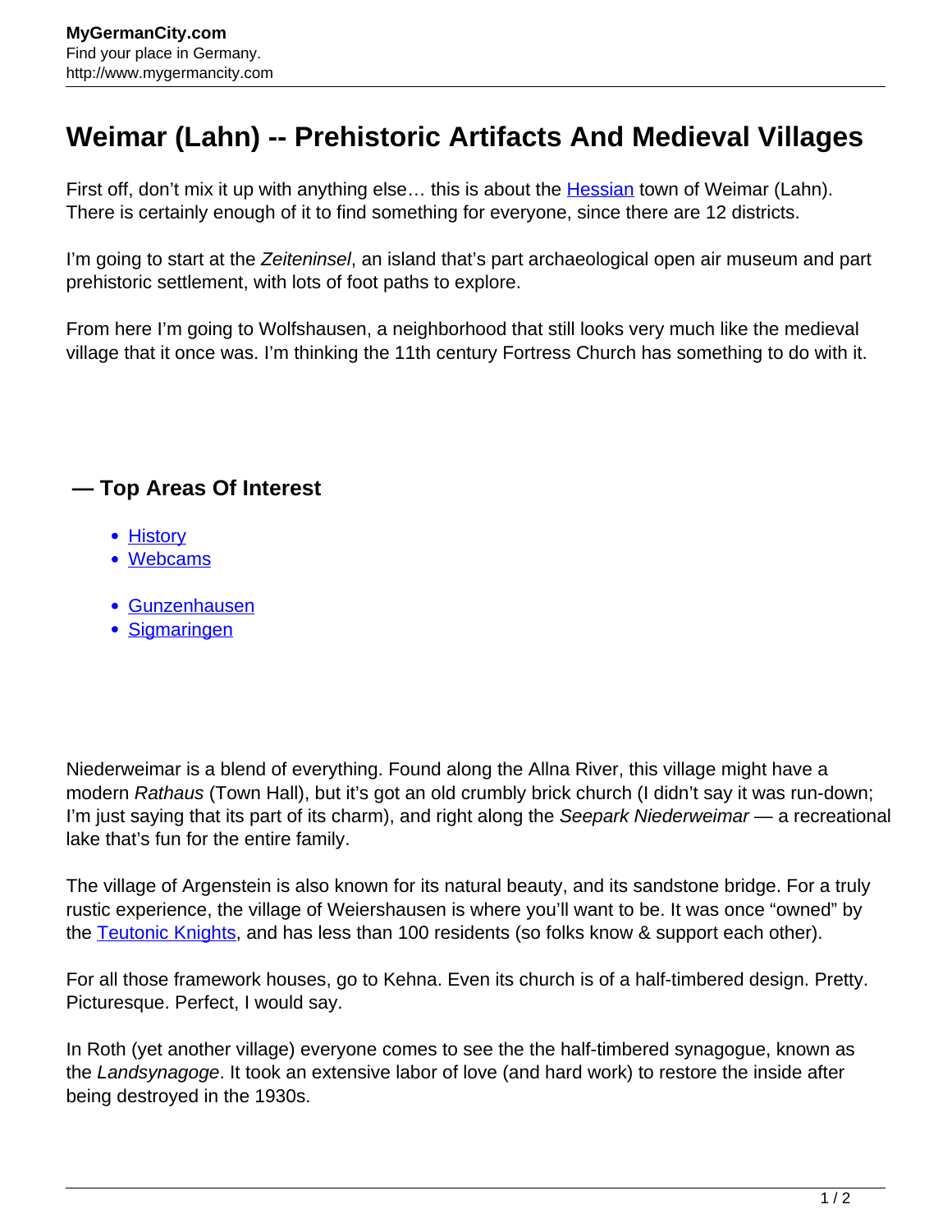# Weimar (Lahn) -- Prehistoric Artifacts And Medieval Villages

First off, don't mix it up with anything else… this is about the Hessian town of Weimar (Lahn). There is certainly enough of it to find something for everyone, since there are 12 districts.

I'm going to start at the *Zeiteninsel*, an island that's part archaeological open air museum and part prehistoric settlement, with lots of foot paths to explore.

From here I'm going to Wolfshausen, a neighborhood that still looks very much like the medieval village that it once was. I'm thinking the 11th century Fortress Church has something to do with it.

## — Top Areas Of Interest

- History
- Webcams

- Gunzenhausen
- Sigmaringen

Niederweimar is a blend of everything. Found along the Allna River, this village might have a modern *Rathaus* (Town Hall), but it's got an old crumbly brick church (I didn't say it was run-down; I'm just saying that its part of its charm), and right along the *Seepark Niederweimar* — a recreational lake that's fun for the entire family.

The village of Argenstein is also known for its natural beauty, and its sandstone bridge. For a truly rustic experience, the village of Weiershausen is where you'll want to be. It was once "owned" by the Teutonic Knights, and has less than 100 residents (so folks know & support each other).

For all those framework houses, go to Kehna. Even its church is of a half-timbered design. Pretty. Picturesque. Perfect, I would say.

In Roth (yet another village) everyone comes to see the the half-timbered synagogue, known as the *Landsynagoge*. It took an extensive labor of love (and hard work) to restore the inside after being destroyed in the 1930s.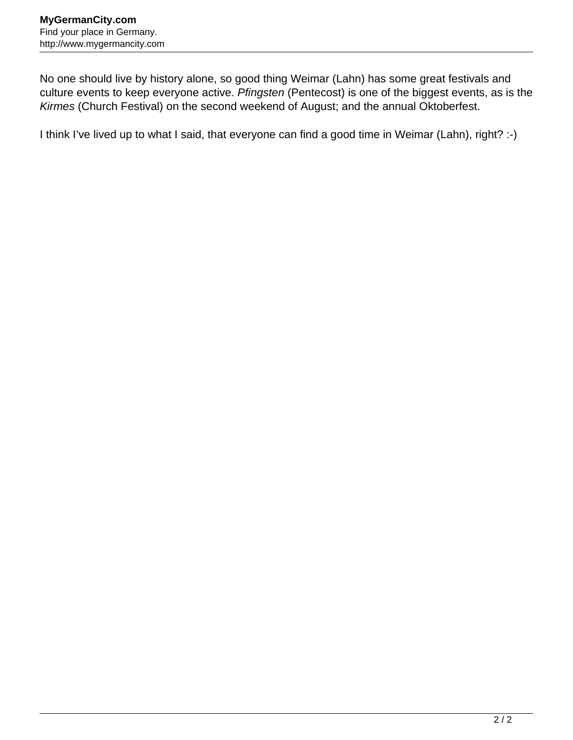No one should live by history alone, so good thing Weimar (Lahn) has some great festivals and culture events to keep everyone active. *Pfingsten* (Pentecost) is one of the biggest events, as is the *Kirmes* (Church Festival) on the second weekend of August; and the annual Oktoberfest.

I think I've lived up to what I said, that everyone can find a good time in Weimar (Lahn), right? :-)